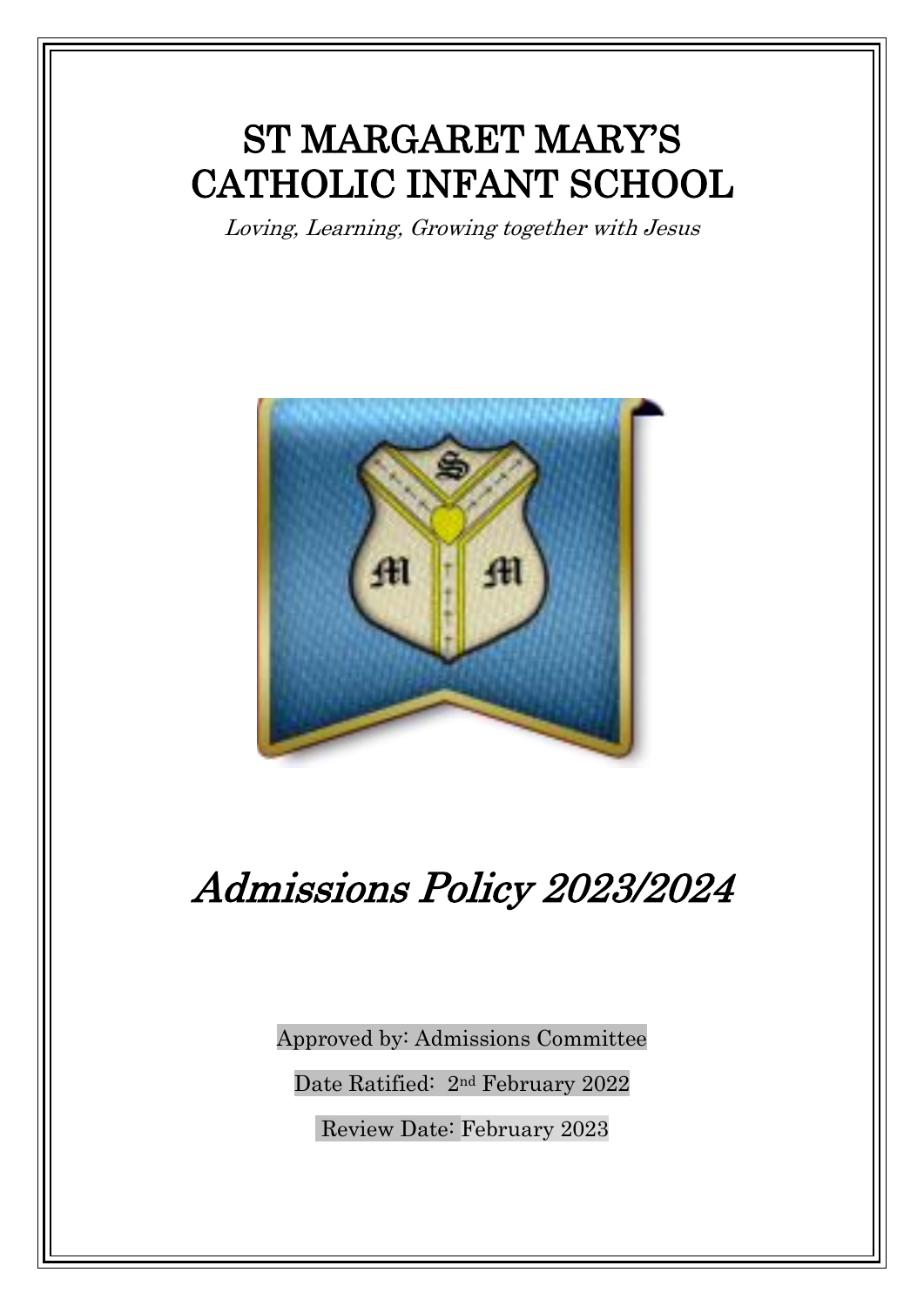# ST MARGARET MARY'S CATHOLIC INFANT SCHOOL

*Loving, Learning, Growing together with Jesus*

# *Admissions Policy 2023/2024*

Approved by: Admissions Committee

Date Ratified: 2nd February 2022

Review Date: February 2023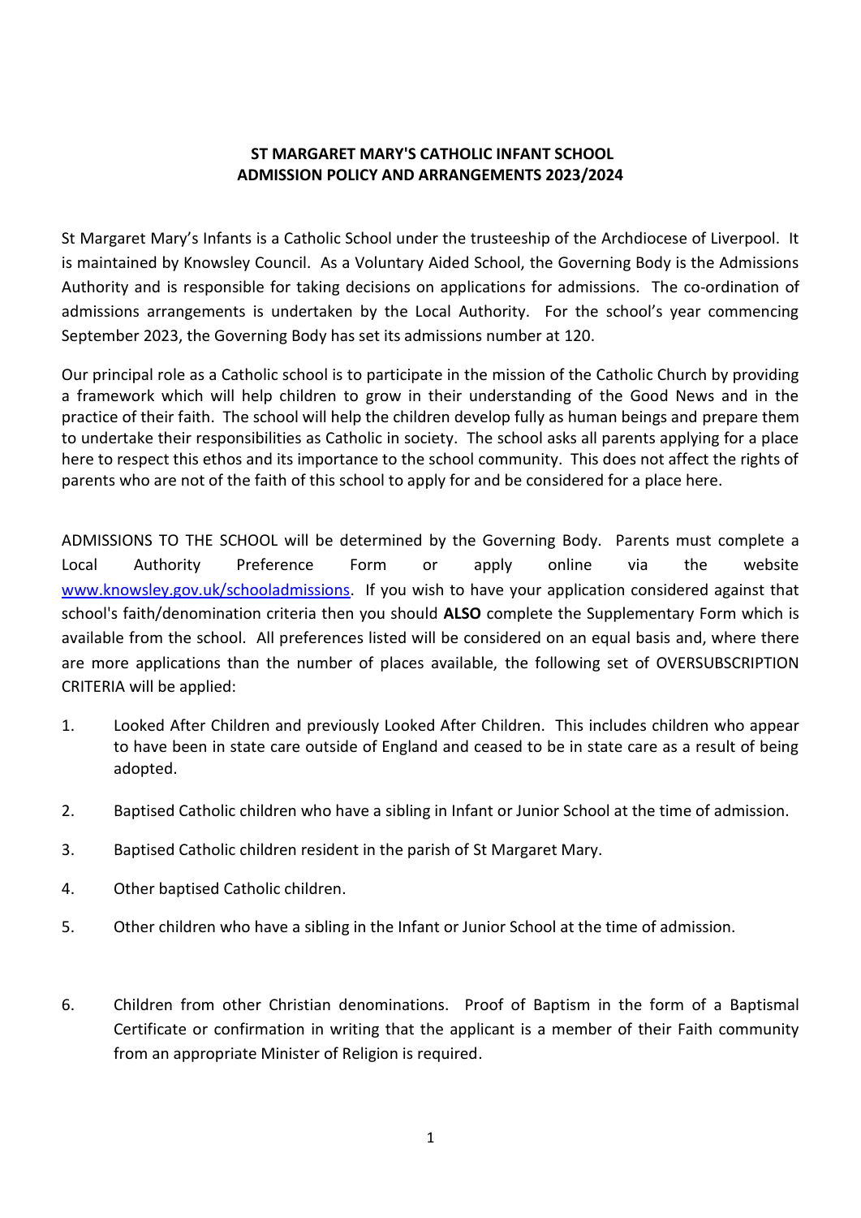**ST MARGARET MARY'S CATHOLIC INFANT SCHOOL**
**ADMISSION POLICY AND ARRANGEMENTS 2023/2024**

St Margaret Mary's Infants is a Catholic School under the trusteeship of the Archdiocese of Liverpool. It is maintained by Knowsley Council. As a Voluntary Aided School, the Governing Body is the Admissions Authority and is responsible for taking decisions on applications for admissions. The co-ordination of admissions arrangements is undertaken by the Local Authority. For the school's year commencing September 2023, the Governing Body has set its admissions number at 120.

Our principal role as a Catholic school is to participate in the mission of the Catholic Church by providing a framework which will help children to grow in their understanding of the Good News and in the practice of their faith. The school will help the children develop fully as human beings and prepare them to undertake their responsibilities as Catholic in society. The school asks all parents applying for a place here to respect this ethos and its importance to the school community. This does not affect the rights of parents who are not of the faith of this school to apply for and be considered for a place here.

ADMISSIONS TO THE SCHOOL will be determined by the Governing Body. Parents must complete a Local Authority Preference Form or apply online via the website [www.knowsley.gov.uk/schooladmissions](www.knowsley.gov.uk/schooladmissions). If you wish to have your application considered against that school's faith/denomination criteria then you should **ALSO** complete the Supplementary Form which is available from the school. All preferences listed will be considered on an equal basis and, where there are more applications than the number of places available, the following set of OVERSUBSCRIPTION CRITERIA will be applied:

1. Looked After Children and previously Looked After Children. This includes children who appear to have been in state care outside of England and ceased to be in state care as a result of being adopted.

2. Baptised Catholic children who have a sibling in Infant or Junior School at the time of admission.

3. Baptised Catholic children resident in the parish of St Margaret Mary.

4. Other baptised Catholic children.

5. Other children who have a sibling in the Infant or Junior School at the time of admission.

6. Children from other Christian denominations. Proof of Baptism in the form of a Baptismal Certificate or confirmation in writing that the applicant is a member of their Faith community from an appropriate Minister of Religion is required.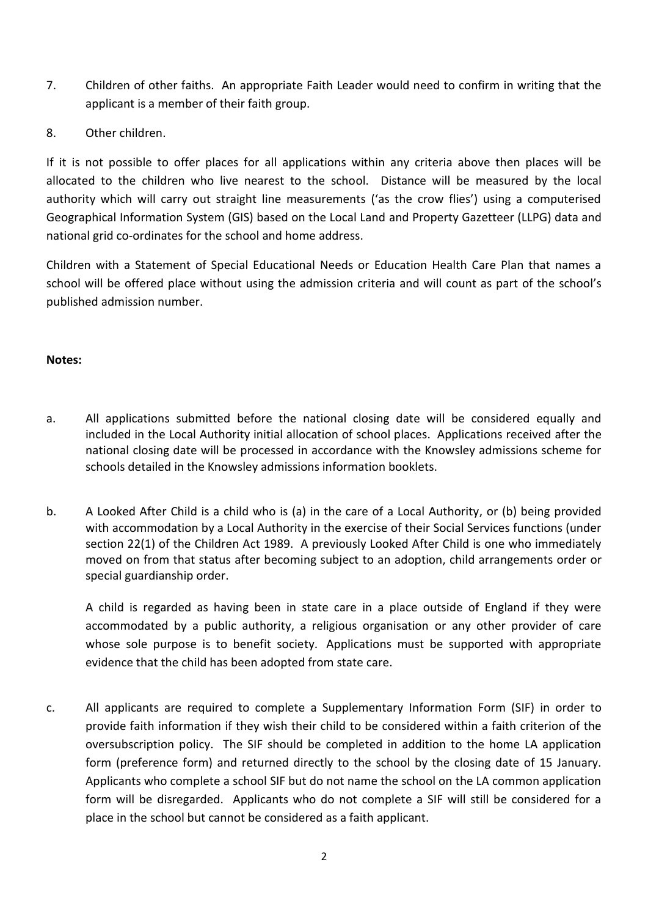7. Children of other faiths. An appropriate Faith Leader would need to confirm in writing that the applicant is a member of their faith group.

8. Other children.

If it is not possible to offer places for all applications within any criteria above then places will be allocated to the children who live nearest to the school. Distance will be measured by the local authority which will carry out straight line measurements ('as the crow flies') using a computerised Geographical Information System (GIS) based on the Local Land and Property Gazetteer (LLPG) data and national grid co-ordinates for the school and home address.

Children with a Statement of Special Educational Needs or Education Health Care Plan that names a school will be offered place without using the admission criteria and will count as part of the school's published admission number.

**Notes:**

a. All applications submitted before the national closing date will be considered equally and included in the Local Authority initial allocation of school places. Applications received after the national closing date will be processed in accordance with the Knowsley admissions scheme for schools detailed in the Knowsley admissions information booklets.

b. A Looked After Child is a child who is (a) in the care of a Local Authority, or (b) being provided with accommodation by a Local Authority in the exercise of their Social Services functions (under section 22(1) of the Children Act 1989. A previously Looked After Child is one who immediately moved on from that status after becoming subject to an adoption, child arrangements order or special guardianship order.

   A child is regarded as having been in state care in a place outside of England if they were accommodated by a public authority, a religious organisation or any other provider of care whose sole purpose is to benefit society. Applications must be supported with appropriate evidence that the child has been adopted from state care.

c. All applicants are required to complete a Supplementary Information Form (SIF) in order to provide faith information if they wish their child to be considered within a faith criterion of the oversubscription policy. The SIF should be completed in addition to the home LA application form (preference form) and returned directly to the school by the closing date of 15 January. Applicants who complete a school SIF but do not name the school on the LA common application form will be disregarded. Applicants who do not complete a SIF will still be considered for a place in the school but cannot be considered as a faith applicant.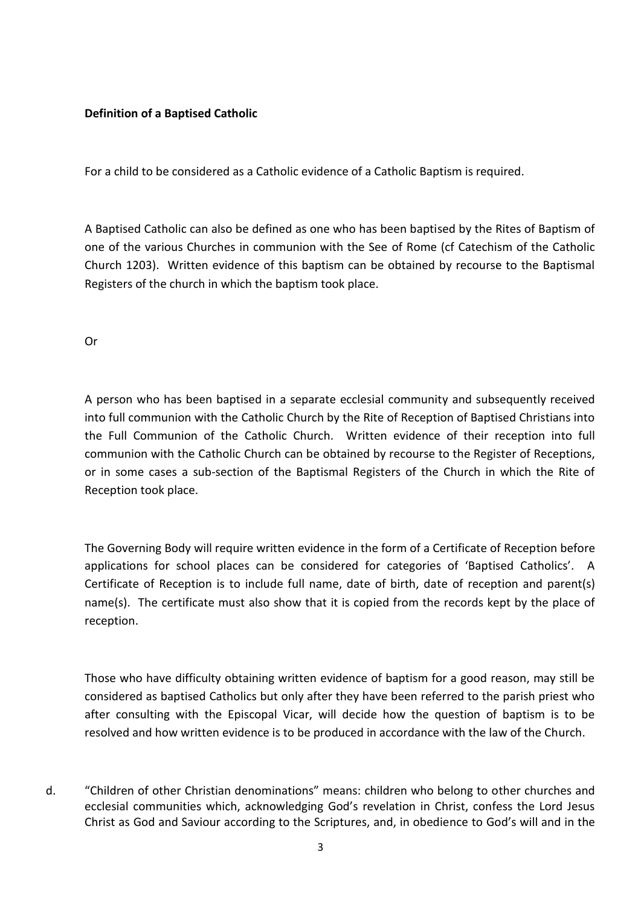**Definition of a Baptised Catholic**

For a child to be considered as a Catholic evidence of a Catholic Baptism is required.

A Baptised Catholic can also be defined as one who has been baptised by the Rites of Baptism of one of the various Churches in communion with the See of Rome (cf Catechism of the Catholic Church 1203). Written evidence of this baptism can be obtained by recourse to the Baptismal Registers of the church in which the baptism took place.

Or

A person who has been baptised in a separate ecclesial community and subsequently received into full communion with the Catholic Church by the Rite of Reception of Baptised Christians into the Full Communion of the Catholic Church. Written evidence of their reception into full communion with the Catholic Church can be obtained by recourse to the Register of Receptions, or in some cases a sub-section of the Baptismal Registers of the Church in which the Rite of Reception took place.

The Governing Body will require written evidence in the form of a Certificate of Reception before applications for school places can be considered for categories of 'Baptised Catholics'. A Certificate of Reception is to include full name, date of birth, date of reception and parent(s) name(s). The certificate must also show that it is copied from the records kept by the place of reception.

Those who have difficulty obtaining written evidence of baptism for a good reason, may still be considered as baptised Catholics but only after they have been referred to the parish priest who after consulting with the Episcopal Vicar, will decide how the question of baptism is to be resolved and how written evidence is to be produced in accordance with the law of the Church.

d. "Children of other Christian denominations" means: children who belong to other churches and ecclesial communities which, acknowledging God's revelation in Christ, confess the Lord Jesus Christ as God and Saviour according to the Scriptures, and, in obedience to God's will and in the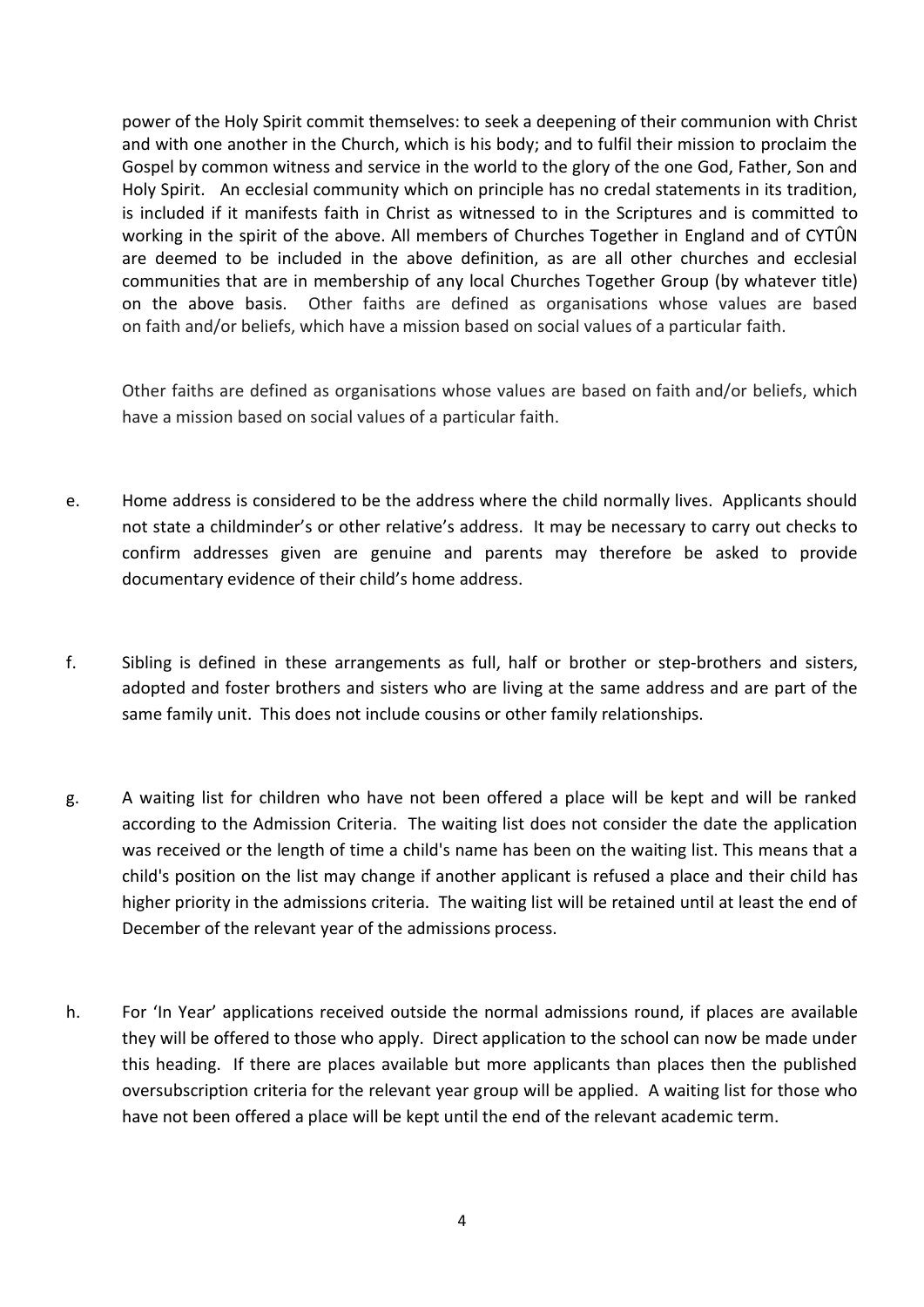power of the Holy Spirit commit themselves: to seek a deepening of their communion with Christ and with one another in the Church, which is his body; and to fulfil their mission to proclaim the Gospel by common witness and service in the world to the glory of the one God, Father, Son and Holy Spirit. An ecclesial community which on principle has no credal statements in its tradition, is included if it manifests faith in Christ as witnessed to in the Scriptures and is committed to working in the spirit of the above. All members of Churches Together in England and of CYTÛN are deemed to be included in the above definition, as are all other churches and ecclesial communities that are in membership of any local Churches Together Group (by whatever title) on the above basis. Other faiths are defined as organisations whose values are based on faith and/or beliefs, which have a mission based on social values of a particular faith.

Other faiths are defined as organisations whose values are based on faith and/or beliefs, which have a mission based on social values of a particular faith.

e. Home address is considered to be the address where the child normally lives. Applicants should not state a childminder's or other relative's address. It may be necessary to carry out checks to confirm addresses given are genuine and parents may therefore be asked to provide documentary evidence of their child's home address.

f. Sibling is defined in these arrangements as full, half or brother or step-brothers and sisters, adopted and foster brothers and sisters who are living at the same address and are part of the same family unit. This does not include cousins or other family relationships.

g. A waiting list for children who have not been offered a place will be kept and will be ranked according to the Admission Criteria. The waiting list does not consider the date the application was received or the length of time a child's name has been on the waiting list. This means that a child's position on the list may change if another applicant is refused a place and their child has higher priority in the admissions criteria. The waiting list will be retained until at least the end of December of the relevant year of the admissions process.

h. For 'In Year' applications received outside the normal admissions round, if places are available they will be offered to those who apply. Direct application to the school can now be made under this heading. If there are places available but more applicants than places then the published oversubscription criteria for the relevant year group will be applied. A waiting list for those who have not been offered a place will be kept until the end of the relevant academic term.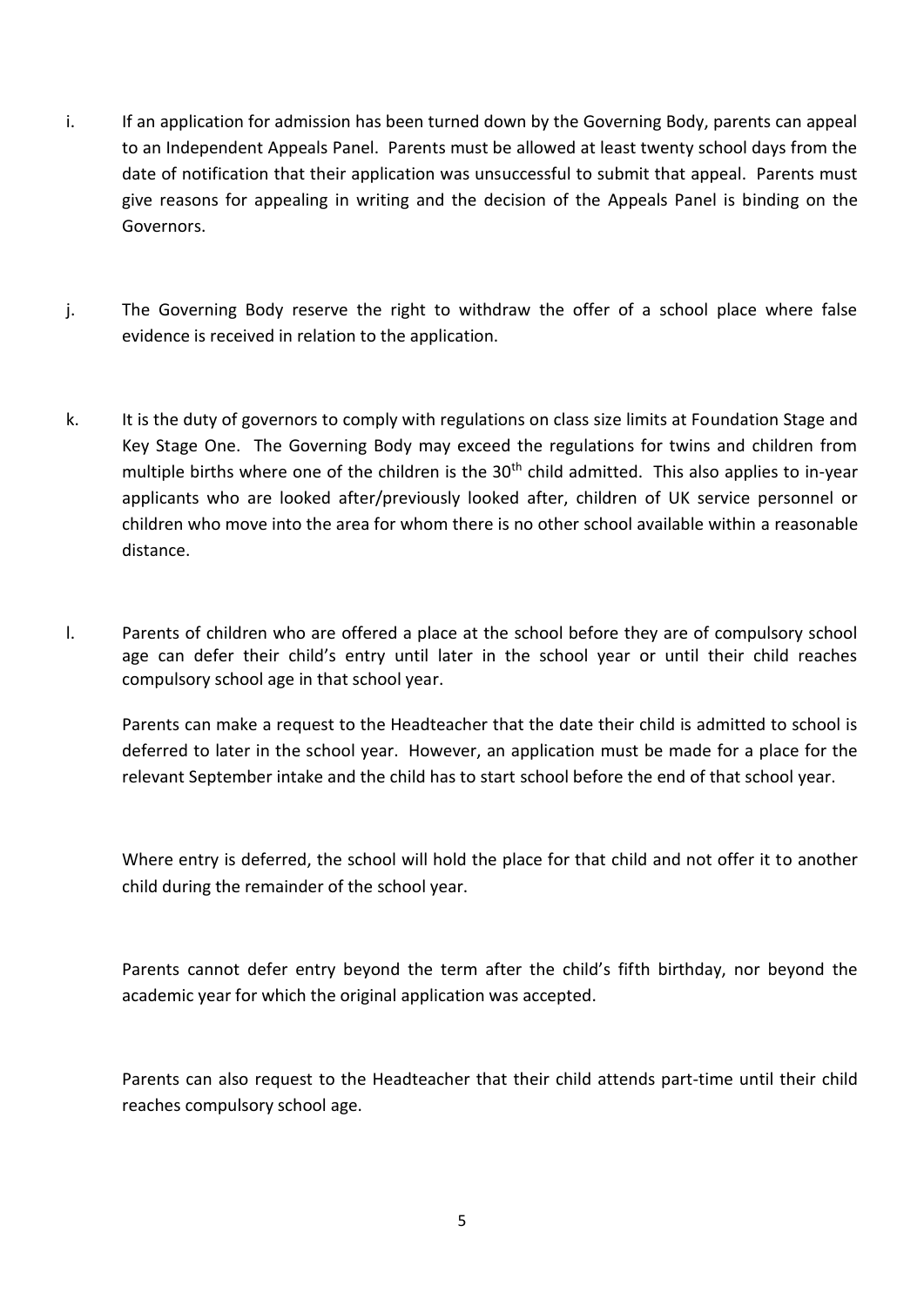i. If an application for admission has been turned down by the Governing Body, parents can appeal to an Independent Appeals Panel. Parents must be allowed at least twenty school days from the date of notification that their application was unsuccessful to submit that appeal. Parents must give reasons for appealing in writing and the decision of the Appeals Panel is binding on the Governors.

j. The Governing Body reserve the right to withdraw the offer of a school place where false evidence is received in relation to the application.

k. It is the duty of governors to comply with regulations on class size limits at Foundation Stage and Key Stage One. The Governing Body may exceed the regulations for twins and children from multiple births where one of the children is the 30th child admitted. This also applies to in-year applicants who are looked after/previously looked after, children of UK service personnel or children who move into the area for whom there is no other school available within a reasonable distance.

l. Parents of children who are offered a place at the school before they are of compulsory school age can defer their child's entry until later in the school year or until their child reaches compulsory school age in that school year.

Parents can make a request to the Headteacher that the date their child is admitted to school is deferred to later in the school year. However, an application must be made for a place for the relevant September intake and the child has to start school before the end of that school year.

Where entry is deferred, the school will hold the place for that child and not offer it to another child during the remainder of the school year.

Parents cannot defer entry beyond the term after the child's fifth birthday, nor beyond the academic year for which the original application was accepted.

Parents can also request to the Headteacher that their child attends part-time until their child reaches compulsory school age.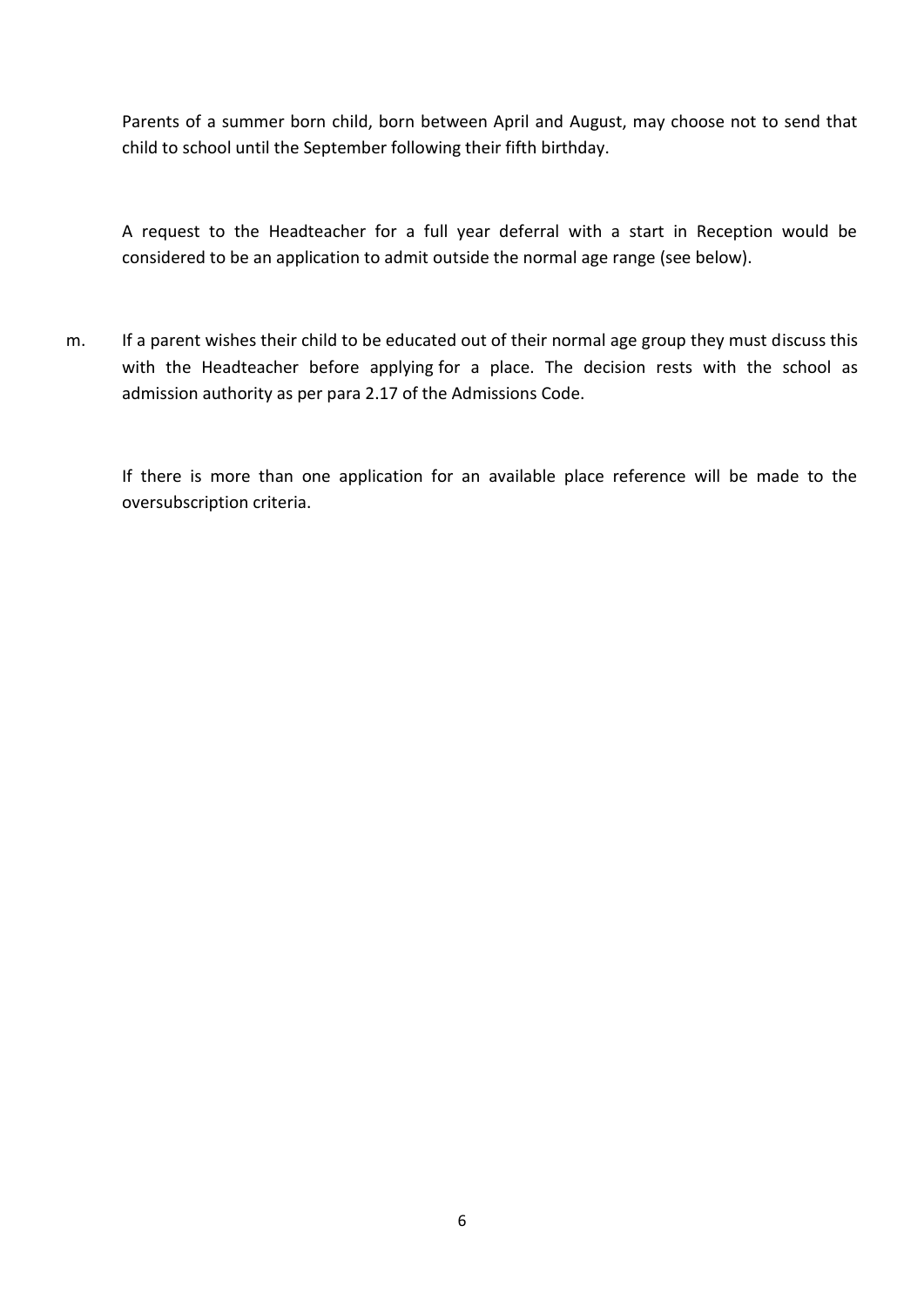Parents of a summer born child, born between April and August, may choose not to send that child to school until the September following their fifth birthday.

A request to the Headteacher for a full year deferral with a start in Reception would be considered to be an application to admit outside the normal age range (see below).

m. If a parent wishes their child to be educated out of their normal age group they must discuss this with the Headteacher before applying for a place. The decision rests with the school as admission authority as per para 2.17 of the Admissions Code.

   If there is more than one application for an available place reference will be made to the oversubscription criteria.